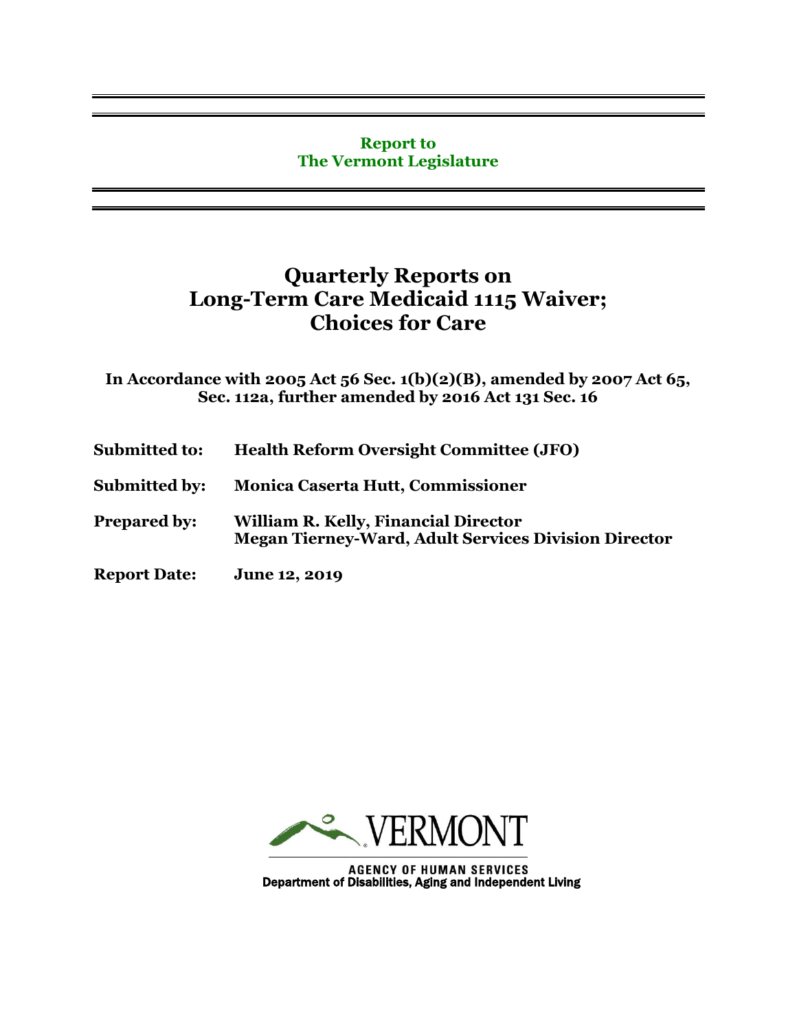**Report to**
**The Vermont Legislature**

# Quarterly Reports on Long-Term Care Medicaid 1115 Waiver; Choices for Care

**In Accordance with 2005 Act 56 Sec. 1(b)(2)(B), amended by 2007 Act 65, Sec. 112a, further amended by 2016 Act 131 Sec. 16**

**Submitted to:** Health Reform Oversight Committee (JFO)

**Submitted by:** Monica Caserta Hutt, Commissioner

**Prepared by:** William R. Kelly, Financial Director
Megan Tierney-Ward, Adult Services Division Director

**Report Date:** June 12, 2019

VERMONT

AGENCY OF HUMAN SERVICES
Department of Disabilities, Aging and Independent Living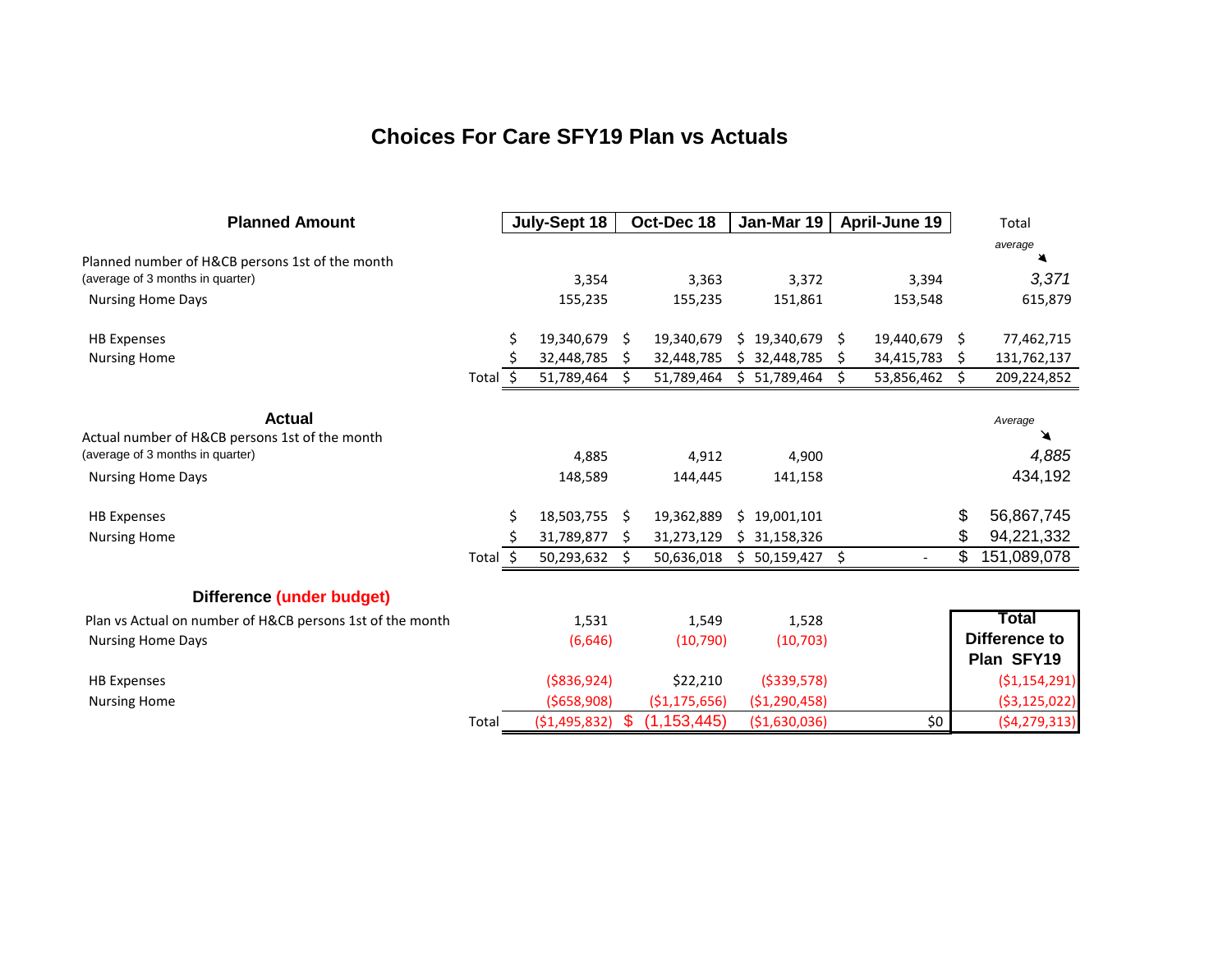# Choices For Care SFY19 Plan vs Actuals

| Planned Amount | | July-Sept 18 | Oct-Dec 18 | Jan-Mar 19 | April-June 19 | Total |
|---|---|---|---|---|---|---|
| | | | | | | *average* |
| Planned number of H&CB persons 1st of the month (average of 3 months in quarter) | | 3,354 | 3,363 | 3,372 | 3,394 | *3,371* |
| Nursing Home Days | | 155,235 | 155,235 | 151,861 | 153,548 | 615,879 |
| HB Expenses | | $ 19,340,679 | $ 19,340,679 | $ 19,340,679 | $ 19,440,679 | $ 77,462,715 |
| Nursing Home | | $ 32,448,785 | $ 32,448,785 | $ 32,448,785 | $ 34,415,783 | $ 131,762,137 |
| | Total | $ 51,789,464 | $ 51,789,464 | $ 51,789,464 | $ 53,856,462 | $ 209,224,852 |
| **Actual** | | | | | | *Average* |
| Actual number of H&CB persons 1st of the month (average of 3 months in quarter) | | 4,885 | 4,912 | 4,900 | | *4,885* |
| Nursing Home Days | | 148,589 | 144,445 | 141,158 | | 434,192 |
| HB Expenses | | $ 18,503,755 | $ 19,362,889 | $ 19,001,101 | | $ 56,867,745 |
| Nursing Home | | $ 31,789,877 | $ 31,273,129 | $ 31,158,326 | | $ 94,221,332 |
| | Total | $ 50,293,632 | $ 50,636,018 | $ 50,159,427 | $ - | $ 151,089,078 |
| **Difference (under budget)** | | | | | | **Total Difference to Plan SFY19** |
| Plan vs Actual on number of H&CB persons 1st of the month | | 1,531 | 1,549 | 1,528 | | |
| Nursing Home Days | | (6,646) | (10,790) | (10,703) | | |
| HB Expenses | | ($836,924) | $22,210 | ($339,578) | | ($1,154,291) |
| Nursing Home | | ($658,908) | ($1,175,656) | ($1,290,458) | | ($3,125,022) |
| | Total | ($1,495,832) | $ (1,153,445) | ($1,630,036) | $0 | ($4,279,313) |